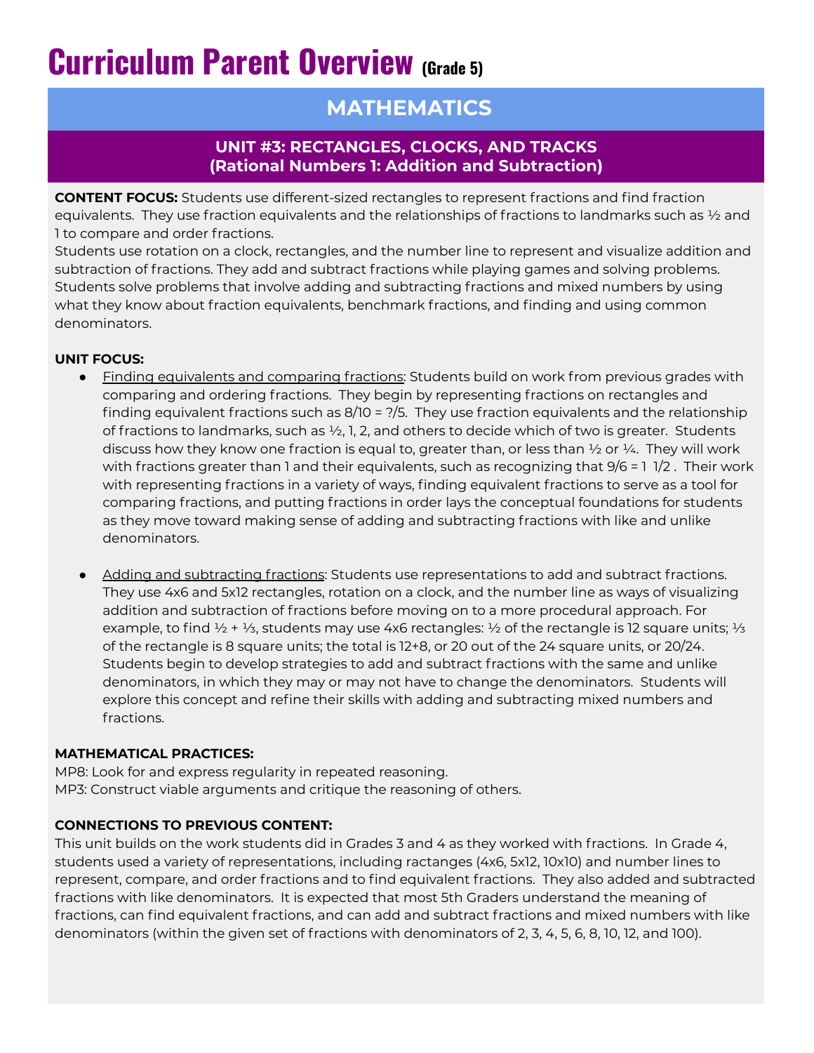# Curriculum Parent Overview (Grade 5)

## MATHEMATICS

### UNIT #3: RECTANGLES, CLOCKS, AND TRACKS (Rational Numbers 1: Addition and Subtraction)

**CONTENT FOCUS:** Students use different-sized rectangles to represent fractions and find fraction equivalents. They use fraction equivalents and the relationships of fractions to landmarks such as ½ and 1 to compare and order fractions.
Students use rotation on a clock, rectangles, and the number line to represent and visualize addition and subtraction of fractions. They add and subtract fractions while playing games and solving problems. Students solve problems that involve adding and subtracting fractions and mixed numbers by using what they know about fraction equivalents, benchmark fractions, and finding and using common denominators.

**UNIT FOCUS:**

- Finding equivalents and comparing fractions: Students build on work from previous grades with comparing and ordering fractions. They begin by representing fractions on rectangles and finding equivalent fractions such as 8/10 = ?/5. They use fraction equivalents and the relationship of fractions to landmarks, such as ½, 1, 2, and others to decide which of two is greater. Students discuss how they know one fraction is equal to, greater than, or less than ½ or ¼. They will work with fractions greater than 1 and their equivalents, such as recognizing that 9/6 = 1 1/2 . Their work with representing fractions in a variety of ways, finding equivalent fractions to serve as a tool for comparing fractions, and putting fractions in order lays the conceptual foundations for students as they move toward making sense of adding and subtracting fractions with like and unlike denominators.

- Adding and subtracting fractions: Students use representations to add and subtract fractions. They use 4x6 and 5x12 rectangles, rotation on a clock, and the number line as ways of visualizing addition and subtraction of fractions before moving on to a more procedural approach. For example, to find ½ + ⅓, students may use 4x6 rectangles: ½ of the rectangle is 12 square units; ⅓ of the rectangle is 8 square units; the total is 12+8, or 20 out of the 24 square units, or 20/24. Students begin to develop strategies to add and subtract fractions with the same and unlike denominators, in which they may or may not have to change the denominators. Students will explore this concept and refine their skills with adding and subtracting mixed numbers and fractions.

**MATHEMATICAL PRACTICES:**
MP8: Look for and express regularity in repeated reasoning.
MP3: Construct viable arguments and critique the reasoning of others.

**CONNECTIONS TO PREVIOUS CONTENT:**
This unit builds on the work students did in Grades 3 and 4 as they worked with fractions. In Grade 4, students used a variety of representations, including ractanges (4x6, 5x12, 10x10) and number lines to represent, compare, and order fractions and to find equivalent fractions. They also added and subtracted fractions with like denominators. It is expected that most 5th Graders understand the meaning of fractions, can find equivalent fractions, and can add and subtract fractions and mixed numbers with like denominators (within the given set of fractions with denominators of 2, 3, 4, 5, 6, 8, 10, 12, and 100).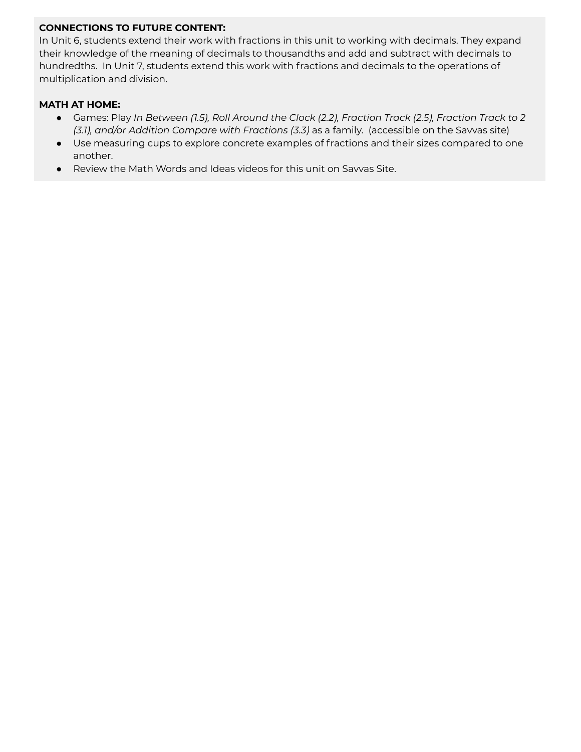**CONNECTIONS TO FUTURE CONTENT:**
In Unit 6, students extend their work with fractions in this unit to working with decimals. They expand their knowledge of the meaning of decimals to thousandths and add and subtract with decimals to hundredths. In Unit 7, students extend this work with fractions and decimals to the operations of multiplication and division.

**MATH AT HOME:**

- Games: Play *In Between (1.5), Roll Around the Clock (2.2), Fraction Track (2.5), Fraction Track to 2 (3.1), and/or Addition Compare with Fractions (3.3)* as a family. (accessible on the Savvas site)
- Use measuring cups to explore concrete examples of fractions and their sizes compared to one another.
- Review the Math Words and Ideas videos for this unit on Savvas Site.